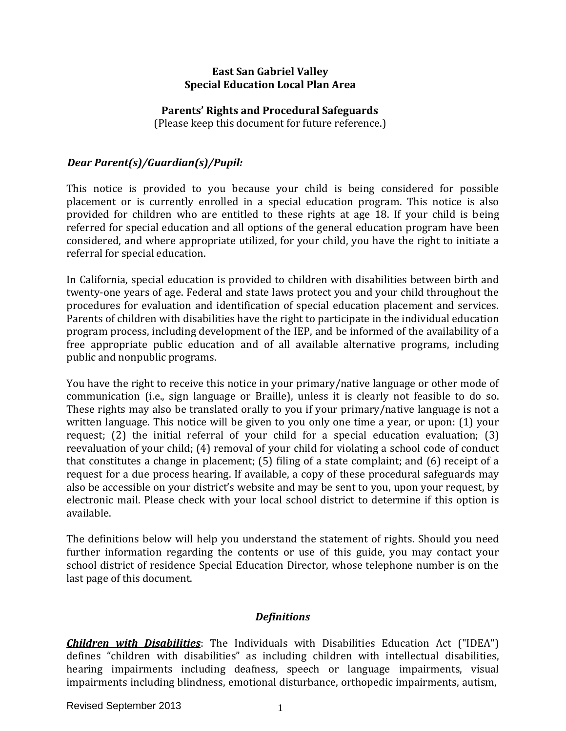# East San Gabriel Valley
# Special Education Local Plan Area

## Parents' Rights and Procedural Safeguards

(Please keep this document for future reference.)

***Dear Parent(s)/Guardian(s)/Pupil:***

This notice is provided to you because your child is being considered for possible placement or is currently enrolled in a special education program. This notice is also provided for children who are entitled to these rights at age 18. If your child is being referred for special education and all options of the general education program have been considered, and where appropriate utilized, for your child, you have the right to initiate a referral for special education.

In California, special education is provided to children with disabilities between birth and twenty-one years of age. Federal and state laws protect you and your child throughout the procedures for evaluation and identification of special education placement and services. Parents of children with disabilities have the right to participate in the individual education program process, including development of the IEP, and be informed of the availability of a free appropriate public education and of all available alternative programs, including public and nonpublic programs.

You have the right to receive this notice in your primary/native language or other mode of communication (i.e., sign language or Braille), unless it is clearly not feasible to do so. These rights may also be translated orally to you if your primary/native language is not a written language. This notice will be given to you only one time a year, or upon: (1) your request; (2) the initial referral of your child for a special education evaluation; (3) reevaluation of your child; (4) removal of your child for violating a school code of conduct that constitutes a change in placement; (5) filing of a state complaint; and (6) receipt of a request for a due process hearing. If available, a copy of these procedural safeguards may also be accessible on your district's website and may be sent to you, upon your request, by electronic mail. Please check with your local school district to determine if this option is available.

The definitions below will help you understand the statement of rights. Should you need further information regarding the contents or use of this guide, you may contact your school district of residence Special Education Director, whose telephone number is on the last page of this document.

### *Definitions*

***Children with Disabilities***: The Individuals with Disabilities Education Act ("IDEA") defines "children with disabilities" as including children with intellectual disabilities, hearing impairments including deafness, speech or language impairments, visual impairments including blindness, emotional disturbance, orthopedic impairments, autism,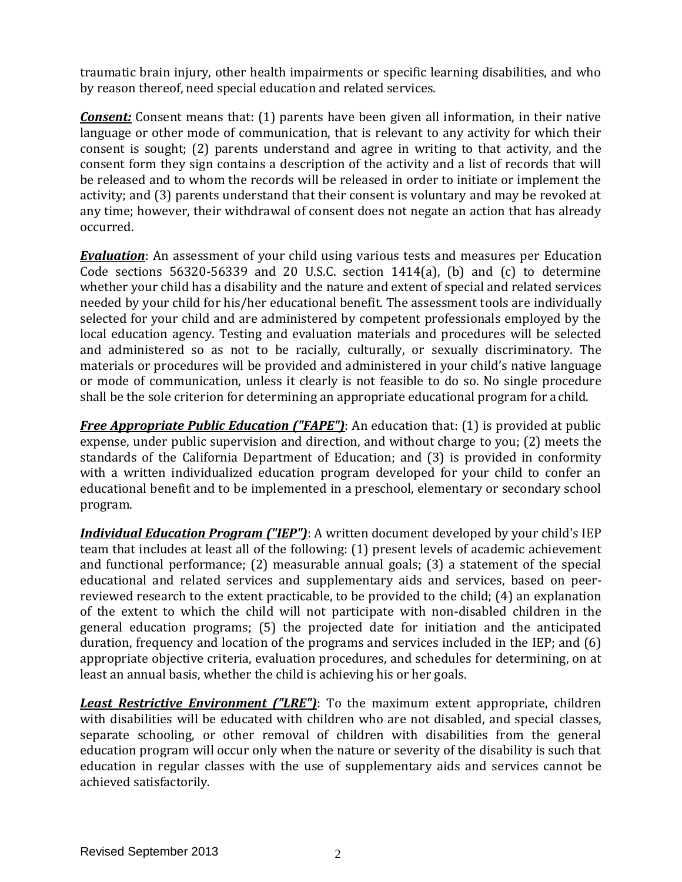traumatic brain injury, other health impairments or specific learning disabilities, and who by reason thereof, need special education and related services.

***Consent:*** Consent means that: (1) parents have been given all information, in their native language or other mode of communication, that is relevant to any activity for which their consent is sought; (2) parents understand and agree in writing to that activity, and the consent form they sign contains a description of the activity and a list of records that will be released and to whom the records will be released in order to initiate or implement the activity; and (3) parents understand that their consent is voluntary and may be revoked at any time; however, their withdrawal of consent does not negate an action that has already occurred.

***Evaluation***: An assessment of your child using various tests and measures per Education Code sections 56320-56339 and 20 U.S.C. section 1414(a), (b) and (c) to determine whether your child has a disability and the nature and extent of special and related services needed by your child for his/her educational benefit. The assessment tools are individually selected for your child and are administered by competent professionals employed by the local education agency. Testing and evaluation materials and procedures will be selected and administered so as not to be racially, culturally, or sexually discriminatory. The materials or procedures will be provided and administered in your child's native language or mode of communication, unless it clearly is not feasible to do so. No single procedure shall be the sole criterion for determining an appropriate educational program for a child.

***Free Appropriate Public Education ("FAPE")***: An education that: (1) is provided at public expense, under public supervision and direction, and without charge to you; (2) meets the standards of the California Department of Education; and (3) is provided in conformity with a written individualized education program developed for your child to confer an educational benefit and to be implemented in a preschool, elementary or secondary school program.

***Individual Education Program ("IEP")***: A written document developed by your child's IEP team that includes at least all of the following: (1) present levels of academic achievement and functional performance; (2) measurable annual goals; (3) a statement of the special educational and related services and supplementary aids and services, based on peer-reviewed research to the extent practicable, to be provided to the child; (4) an explanation of the extent to which the child will not participate with non-disabled children in the general education programs; (5) the projected date for initiation and the anticipated duration, frequency and location of the programs and services included in the IEP; and (6) appropriate objective criteria, evaluation procedures, and schedules for determining, on at least an annual basis, whether the child is achieving his or her goals.

***Least Restrictive Environment ("LRE")***: To the maximum extent appropriate, children with disabilities will be educated with children who are not disabled, and special classes, separate schooling, or other removal of children with disabilities from the general education program will occur only when the nature or severity of the disability is such that education in regular classes with the use of supplementary aids and services cannot be achieved satisfactorily.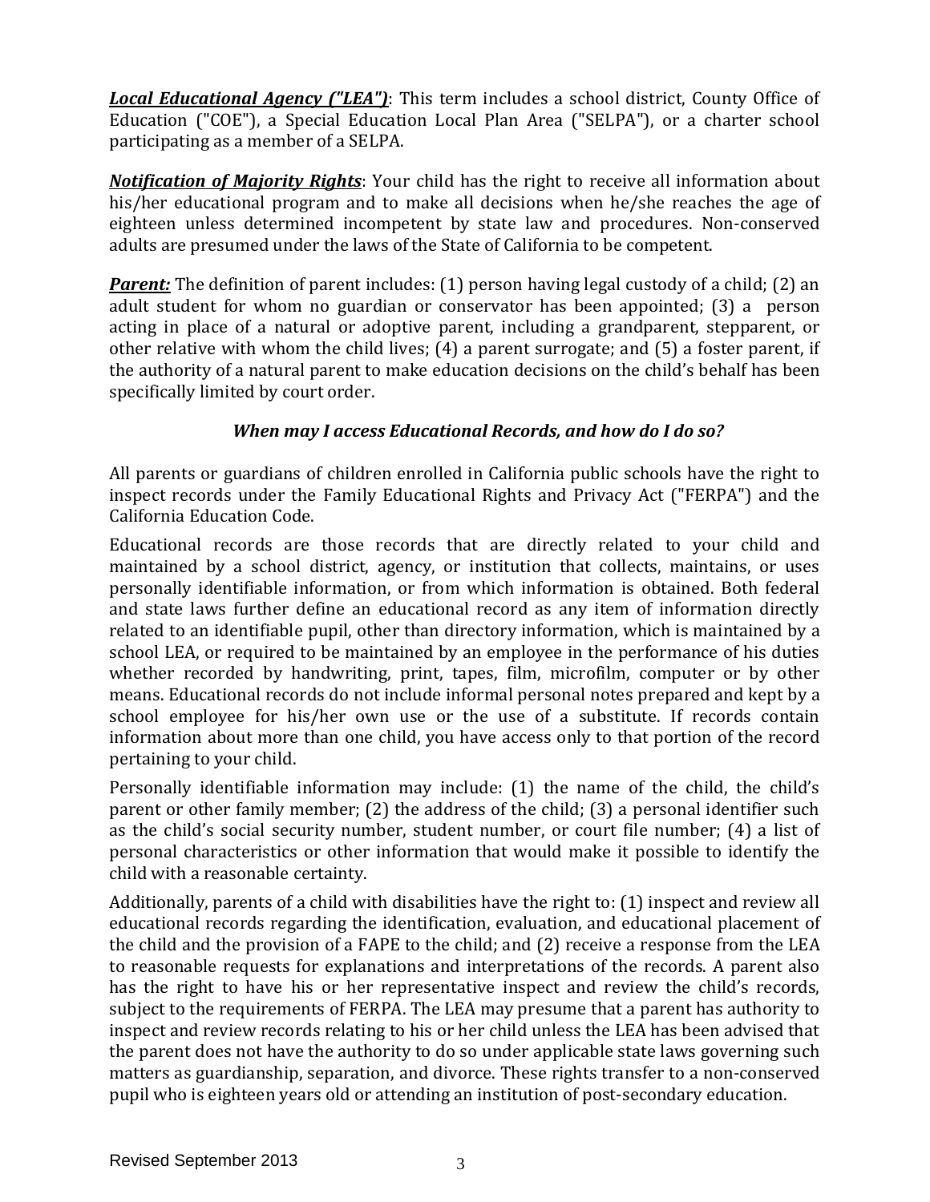***Local Educational Agency ("LEA")***: This term includes a school district, County Office of Education ("COE"), a Special Education Local Plan Area ("SELPA"), or a charter school participating as a member of a SELPA.

***Notification of Majority Rights***: Your child has the right to receive all information about his/her educational program and to make all decisions when he/she reaches the age of eighteen unless determined incompetent by state law and procedures. Non-conserved adults are presumed under the laws of the State of California to be competent.

***Parent:*** The definition of parent includes: (1) person having legal custody of a child; (2) an adult student for whom no guardian or conservator has been appointed; (3) a person acting in place of a natural or adoptive parent, including a grandparent, stepparent, or other relative with whom the child lives; (4) a parent surrogate; and (5) a foster parent, if the authority of a natural parent to make education decisions on the child's behalf has been specifically limited by court order.

### *When may I access Educational Records, and how do I do so?*

All parents or guardians of children enrolled in California public schools have the right to inspect records under the Family Educational Rights and Privacy Act ("FERPA") and the California Education Code.

Educational records are those records that are directly related to your child and maintained by a school district, agency, or institution that collects, maintains, or uses personally identifiable information, or from which information is obtained. Both federal and state laws further define an educational record as any item of information directly related to an identifiable pupil, other than directory information, which is maintained by a school LEA, or required to be maintained by an employee in the performance of his duties whether recorded by handwriting, print, tapes, film, microfilm, computer or by other means. Educational records do not include informal personal notes prepared and kept by a school employee for his/her own use or the use of a substitute. If records contain information about more than one child, you have access only to that portion of the record pertaining to your child.

Personally identifiable information may include: (1) the name of the child, the child's parent or other family member; (2) the address of the child; (3) a personal identifier such as the child's social security number, student number, or court file number; (4) a list of personal characteristics or other information that would make it possible to identify the child with a reasonable certainty.

Additionally, parents of a child with disabilities have the right to: (1) inspect and review all educational records regarding the identification, evaluation, and educational placement of the child and the provision of a FAPE to the child; and (2) receive a response from the LEA to reasonable requests for explanations and interpretations of the records. A parent also has the right to have his or her representative inspect and review the child's records, subject to the requirements of FERPA. The LEA may presume that a parent has authority to inspect and review records relating to his or her child unless the LEA has been advised that the parent does not have the authority to do so under applicable state laws governing such matters as guardianship, separation, and divorce. These rights transfer to a non-conserved pupil who is eighteen years old or attending an institution of post-secondary education.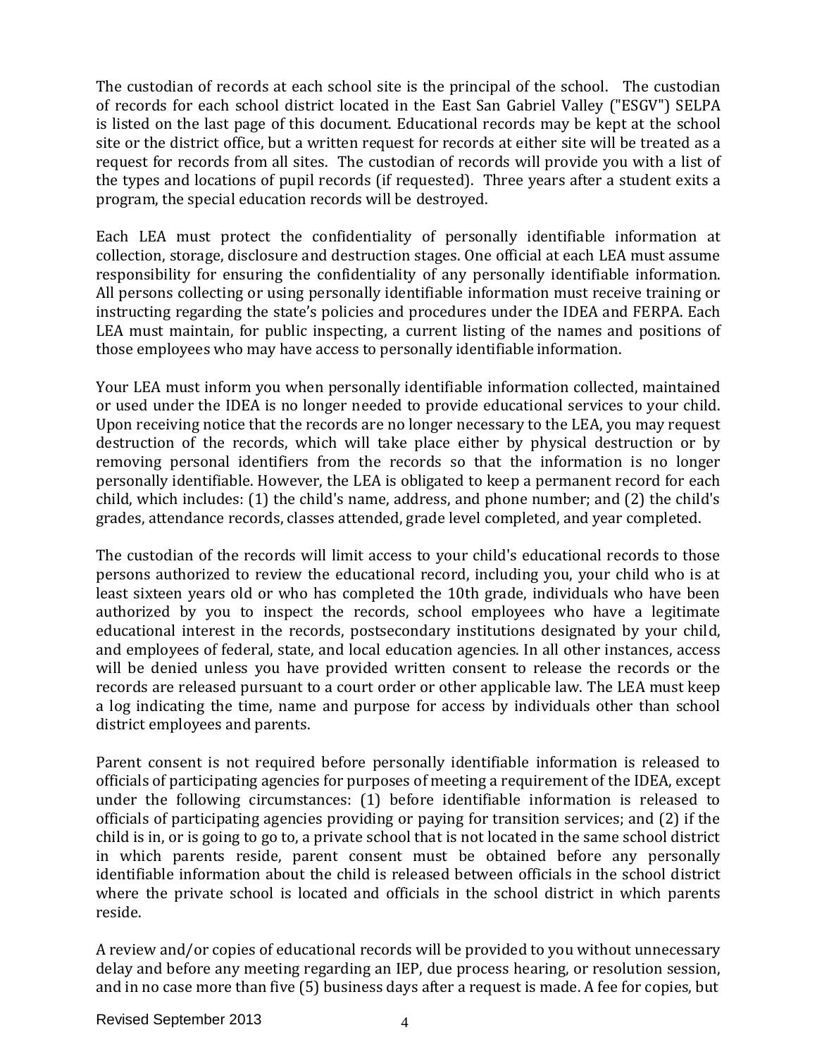The custodian of records at each school site is the principal of the school. The custodian of records for each school district located in the East San Gabriel Valley ("ESGV") SELPA is listed on the last page of this document. Educational records may be kept at the school site or the district office, but a written request for records at either site will be treated as a request for records from all sites. The custodian of records will provide you with a list of the types and locations of pupil records (if requested). Three years after a student exits a program, the special education records will be destroyed.

Each LEA must protect the confidentiality of personally identifiable information at collection, storage, disclosure and destruction stages. One official at each LEA must assume responsibility for ensuring the confidentiality of any personally identifiable information. All persons collecting or using personally identifiable information must receive training or instructing regarding the state's policies and procedures under the IDEA and FERPA. Each LEA must maintain, for public inspecting, a current listing of the names and positions of those employees who may have access to personally identifiable information.

Your LEA must inform you when personally identifiable information collected, maintained or used under the IDEA is no longer needed to provide educational services to your child. Upon receiving notice that the records are no longer necessary to the LEA, you may request destruction of the records, which will take place either by physical destruction or by removing personal identifiers from the records so that the information is no longer personally identifiable. However, the LEA is obligated to keep a permanent record for each child, which includes: (1) the child's name, address, and phone number; and (2) the child's grades, attendance records, classes attended, grade level completed, and year completed.

The custodian of the records will limit access to your child's educational records to those persons authorized to review the educational record, including you, your child who is at least sixteen years old or who has completed the 10th grade, individuals who have been authorized by you to inspect the records, school employees who have a legitimate educational interest in the records, postsecondary institutions designated by your child, and employees of federal, state, and local education agencies. In all other instances, access will be denied unless you have provided written consent to release the records or the records are released pursuant to a court order or other applicable law. The LEA must keep a log indicating the time, name and purpose for access by individuals other than school district employees and parents.

Parent consent is not required before personally identifiable information is released to officials of participating agencies for purposes of meeting a requirement of the IDEA, except under the following circumstances: (1) before identifiable information is released to officials of participating agencies providing or paying for transition services; and (2) if the child is in, or is going to go to, a private school that is not located in the same school district in which parents reside, parent consent must be obtained before any personally identifiable information about the child is released between officials in the school district where the private school is located and officials in the school district in which parents reside.

A review and/or copies of educational records will be provided to you without unnecessary delay and before any meeting regarding an IEP, due process hearing, or resolution session, and in no case more than five (5) business days after a request is made. A fee for copies, but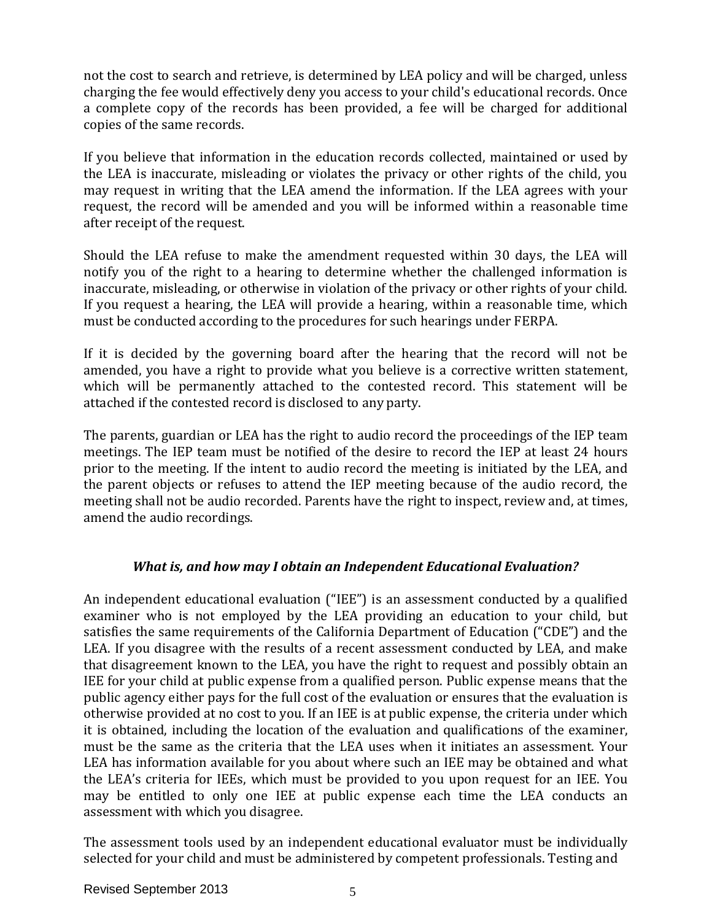not the cost to search and retrieve, is determined by LEA policy and will be charged, unless charging the fee would effectively deny you access to your child's educational records. Once a complete copy of the records has been provided, a fee will be charged for additional copies of the same records.

If you believe that information in the education records collected, maintained or used by the LEA is inaccurate, misleading or violates the privacy or other rights of the child, you may request in writing that the LEA amend the information. If the LEA agrees with your request, the record will be amended and you will be informed within a reasonable time after receipt of the request.

Should the LEA refuse to make the amendment requested within 30 days, the LEA will notify you of the right to a hearing to determine whether the challenged information is inaccurate, misleading, or otherwise in violation of the privacy or other rights of your child. If you request a hearing, the LEA will provide a hearing, within a reasonable time, which must be conducted according to the procedures for such hearings under FERPA.

If it is decided by the governing board after the hearing that the record will not be amended, you have a right to provide what you believe is a corrective written statement, which will be permanently attached to the contested record. This statement will be attached if the contested record is disclosed to any party.

The parents, guardian or LEA has the right to audio record the proceedings of the IEP team meetings. The IEP team must be notified of the desire to record the IEP at least 24 hours prior to the meeting. If the intent to audio record the meeting is initiated by the LEA, and the parent objects or refuses to attend the IEP meeting because of the audio record, the meeting shall not be audio recorded. Parents have the right to inspect, review and, at times, amend the audio recordings.

### *What is, and how may I obtain an Independent Educational Evaluation?*

An independent educational evaluation ("IEE") is an assessment conducted by a qualified examiner who is not employed by the LEA providing an education to your child, but satisfies the same requirements of the California Department of Education ("CDE") and the LEA. If you disagree with the results of a recent assessment conducted by LEA, and make that disagreement known to the LEA, you have the right to request and possibly obtain an IEE for your child at public expense from a qualified person. Public expense means that the public agency either pays for the full cost of the evaluation or ensures that the evaluation is otherwise provided at no cost to you. If an IEE is at public expense, the criteria under which it is obtained, including the location of the evaluation and qualifications of the examiner, must be the same as the criteria that the LEA uses when it initiates an assessment. Your LEA has information available for you about where such an IEE may be obtained and what the LEA's criteria for IEEs, which must be provided to you upon request for an IEE. You may be entitled to only one IEE at public expense each time the LEA conducts an assessment with which you disagree.

The assessment tools used by an independent educational evaluator must be individually selected for your child and must be administered by competent professionals. Testing and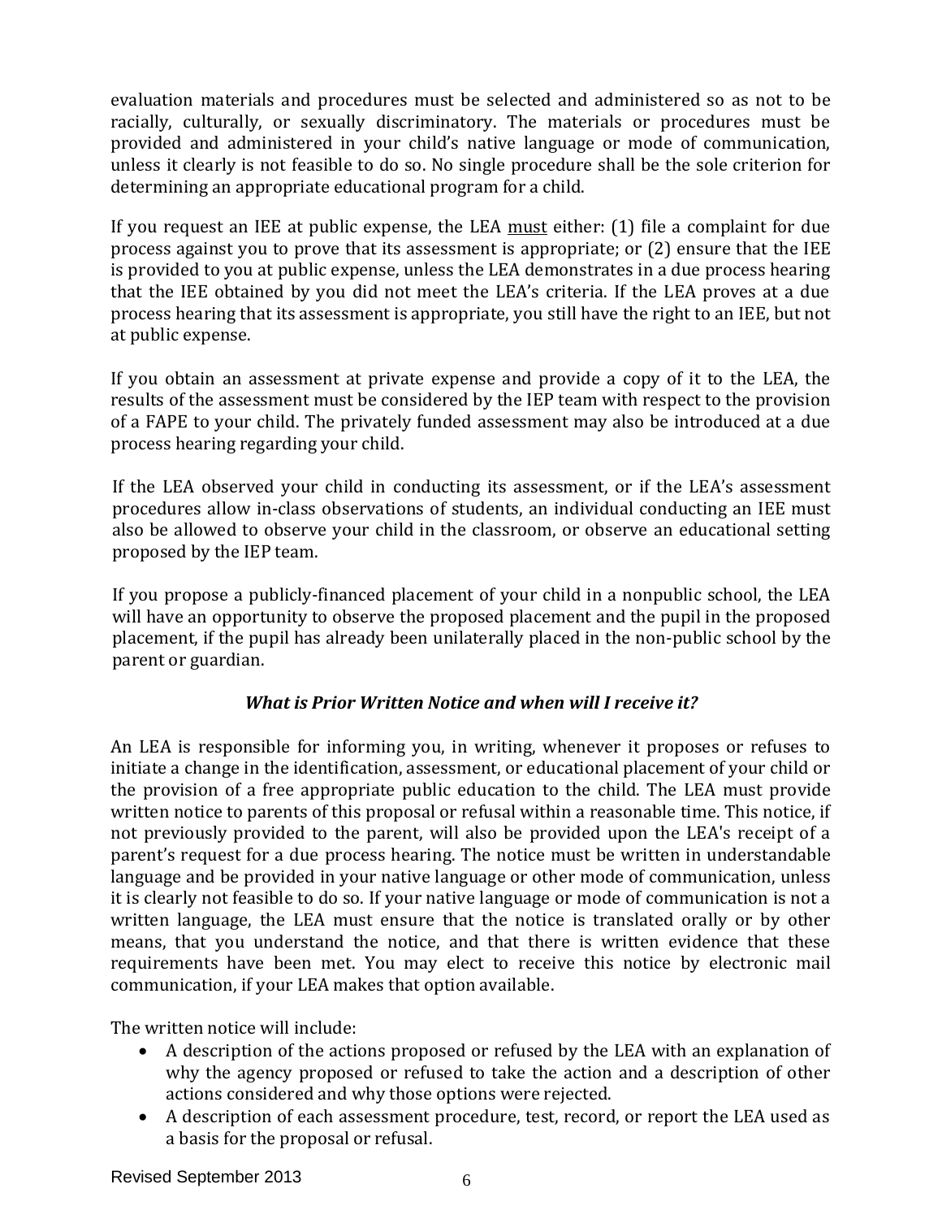evaluation materials and procedures must be selected and administered so as not to be racially, culturally, or sexually discriminatory. The materials or procedures must be provided and administered in your child's native language or mode of communication, unless it clearly is not feasible to do so. No single procedure shall be the sole criterion for determining an appropriate educational program for a child.

If you request an IEE at public expense, the LEA must either: (1) file a complaint for due process against you to prove that its assessment is appropriate; or (2) ensure that the IEE is provided to you at public expense, unless the LEA demonstrates in a due process hearing that the IEE obtained by you did not meet the LEA's criteria. If the LEA proves at a due process hearing that its assessment is appropriate, you still have the right to an IEE, but not at public expense.

If you obtain an assessment at private expense and provide a copy of it to the LEA, the results of the assessment must be considered by the IEP team with respect to the provision of a FAPE to your child. The privately funded assessment may also be introduced at a due process hearing regarding your child.

If the LEA observed your child in conducting its assessment, or if the LEA's assessment procedures allow in-class observations of students, an individual conducting an IEE must also be allowed to observe your child in the classroom, or observe an educational setting proposed by the IEP team.

If you propose a publicly-financed placement of your child in a nonpublic school, the LEA will have an opportunity to observe the proposed placement and the pupil in the proposed placement, if the pupil has already been unilaterally placed in the non-public school by the parent or guardian.

### *What is Prior Written Notice and when will I receive it?*

An LEA is responsible for informing you, in writing, whenever it proposes or refuses to initiate a change in the identification, assessment, or educational placement of your child or the provision of a free appropriate public education to the child. The LEA must provide written notice to parents of this proposal or refusal within a reasonable time. This notice, if not previously provided to the parent, will also be provided upon the LEA's receipt of a parent's request for a due process hearing. The notice must be written in understandable language and be provided in your native language or other mode of communication, unless it is clearly not feasible to do so. If your native language or mode of communication is not a written language, the LEA must ensure that the notice is translated orally or by other means, that you understand the notice, and that there is written evidence that these requirements have been met. You may elect to receive this notice by electronic mail communication, if your LEA makes that option available.

The written notice will include:

- A description of the actions proposed or refused by the LEA with an explanation of why the agency proposed or refused to take the action and a description of other actions considered and why those options were rejected.
- A description of each assessment procedure, test, record, or report the LEA used as a basis for the proposal or refusal.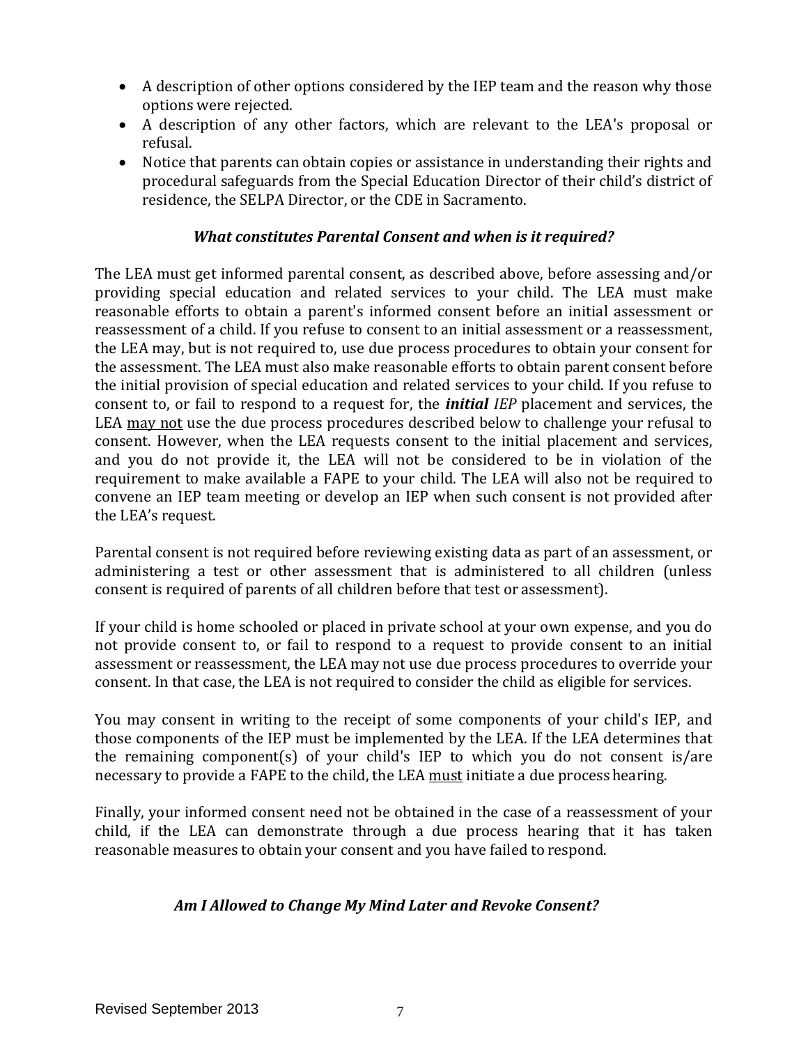- A description of other options considered by the IEP team and the reason why those options were rejected.
- A description of any other factors, which are relevant to the LEA's proposal or refusal.
- Notice that parents can obtain copies or assistance in understanding their rights and procedural safeguards from the Special Education Director of their child's district of residence, the SELPA Director, or the CDE in Sacramento.

### *What constitutes Parental Consent and when is it required?*

The LEA must get informed parental consent, as described above, before assessing and/or providing special education and related services to your child. The LEA must make reasonable efforts to obtain a parent's informed consent before an initial assessment or reassessment of a child. If you refuse to consent to an initial assessment or a reassessment, the LEA may, but is not required to, use due process procedures to obtain your consent for the assessment. The LEA must also make reasonable efforts to obtain parent consent before the initial provision of special education and related services to your child. If you refuse to consent to, or fail to respond to a request for, the ***initial*** *IEP* placement and services, the LEA <u>may not</u> use the due process procedures described below to challenge your refusal to consent. However, when the LEA requests consent to the initial placement and services, and you do not provide it, the LEA will not be considered to be in violation of the requirement to make available a FAPE to your child. The LEA will also not be required to convene an IEP team meeting or develop an IEP when such consent is not provided after the LEA's request.

Parental consent is not required before reviewing existing data as part of an assessment, or administering a test or other assessment that is administered to all children (unless consent is required of parents of all children before that test or assessment).

If your child is home schooled or placed in private school at your own expense, and you do not provide consent to, or fail to respond to a request to provide consent to an initial assessment or reassessment, the LEA may not use due process procedures to override your consent. In that case, the LEA is not required to consider the child as eligible for services.

You may consent in writing to the receipt of some components of your child's IEP, and those components of the IEP must be implemented by the LEA. If the LEA determines that the remaining component(s) of your child's IEP to which you do not consent is/are necessary to provide a FAPE to the child, the LEA <u>must</u> initiate a due process hearing.

Finally, your informed consent need not be obtained in the case of a reassessment of your child, if the LEA can demonstrate through a due process hearing that it has taken reasonable measures to obtain your consent and you have failed to respond.

### *Am I Allowed to Change My Mind Later and Revoke Consent?*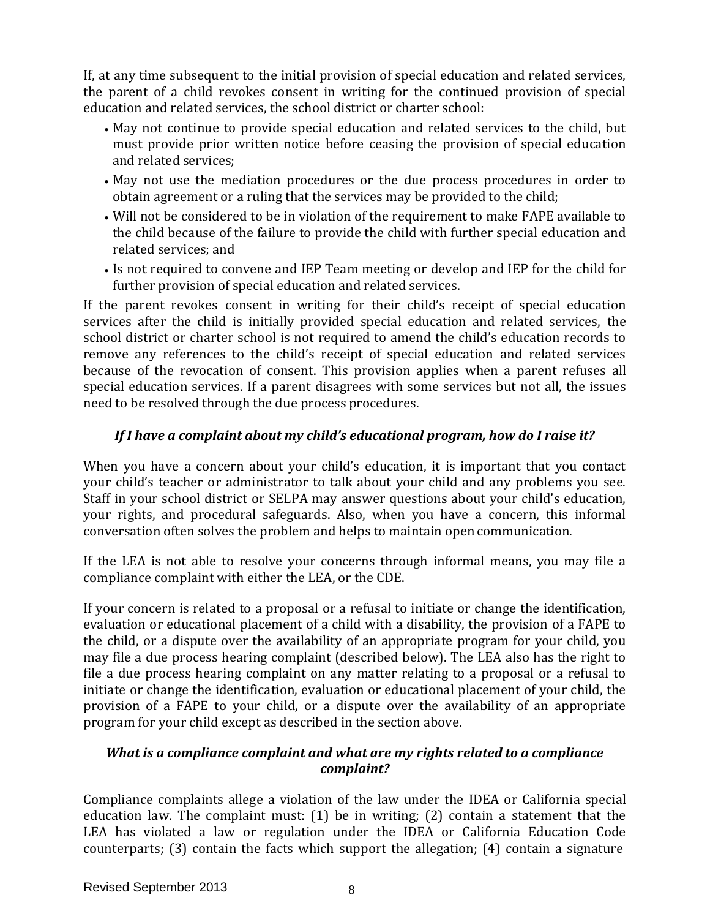If, at any time subsequent to the initial provision of special education and related services, the parent of a child revokes consent in writing for the continued provision of special education and related services, the school district or charter school:

- May not continue to provide special education and related services to the child, but must provide prior written notice before ceasing the provision of special education and related services;
- May not use the mediation procedures or the due process procedures in order to obtain agreement or a ruling that the services may be provided to the child;
- Will not be considered to be in violation of the requirement to make FAPE available to the child because of the failure to provide the child with further special education and related services; and
- Is not required to convene and IEP Team meeting or develop and IEP for the child for further provision of special education and related services.

If the parent revokes consent in writing for their child's receipt of special education services after the child is initially provided special education and related services, the school district or charter school is not required to amend the child's education records to remove any references to the child's receipt of special education and related services because of the revocation of consent. This provision applies when a parent refuses all special education services. If a parent disagrees with some services but not all, the issues need to be resolved through the due process procedures.

### *If I have a complaint about my child's educational program, how do I raise it?*

When you have a concern about your child's education, it is important that you contact your child's teacher or administrator to talk about your child and any problems you see. Staff in your school district or SELPA may answer questions about your child's education, your rights, and procedural safeguards. Also, when you have a concern, this informal conversation often solves the problem and helps to maintain open communication.

If the LEA is not able to resolve your concerns through informal means, you may file a compliance complaint with either the LEA, or the CDE.

If your concern is related to a proposal or a refusal to initiate or change the identification, evaluation or educational placement of a child with a disability, the provision of a FAPE to the child, or a dispute over the availability of an appropriate program for your child, you may file a due process hearing complaint (described below). The LEA also has the right to file a due process hearing complaint on any matter relating to a proposal or a refusal to initiate or change the identification, evaluation or educational placement of your child, the provision of a FAPE to your child, or a dispute over the availability of an appropriate program for your child except as described in the section above.

### *What is a compliance complaint and what are my rights related to a compliance complaint?*

Compliance complaints allege a violation of the law under the IDEA or California special education law. The complaint must: (1) be in writing; (2) contain a statement that the LEA has violated a law or regulation under the IDEA or California Education Code counterparts; (3) contain the facts which support the allegation; (4) contain a signature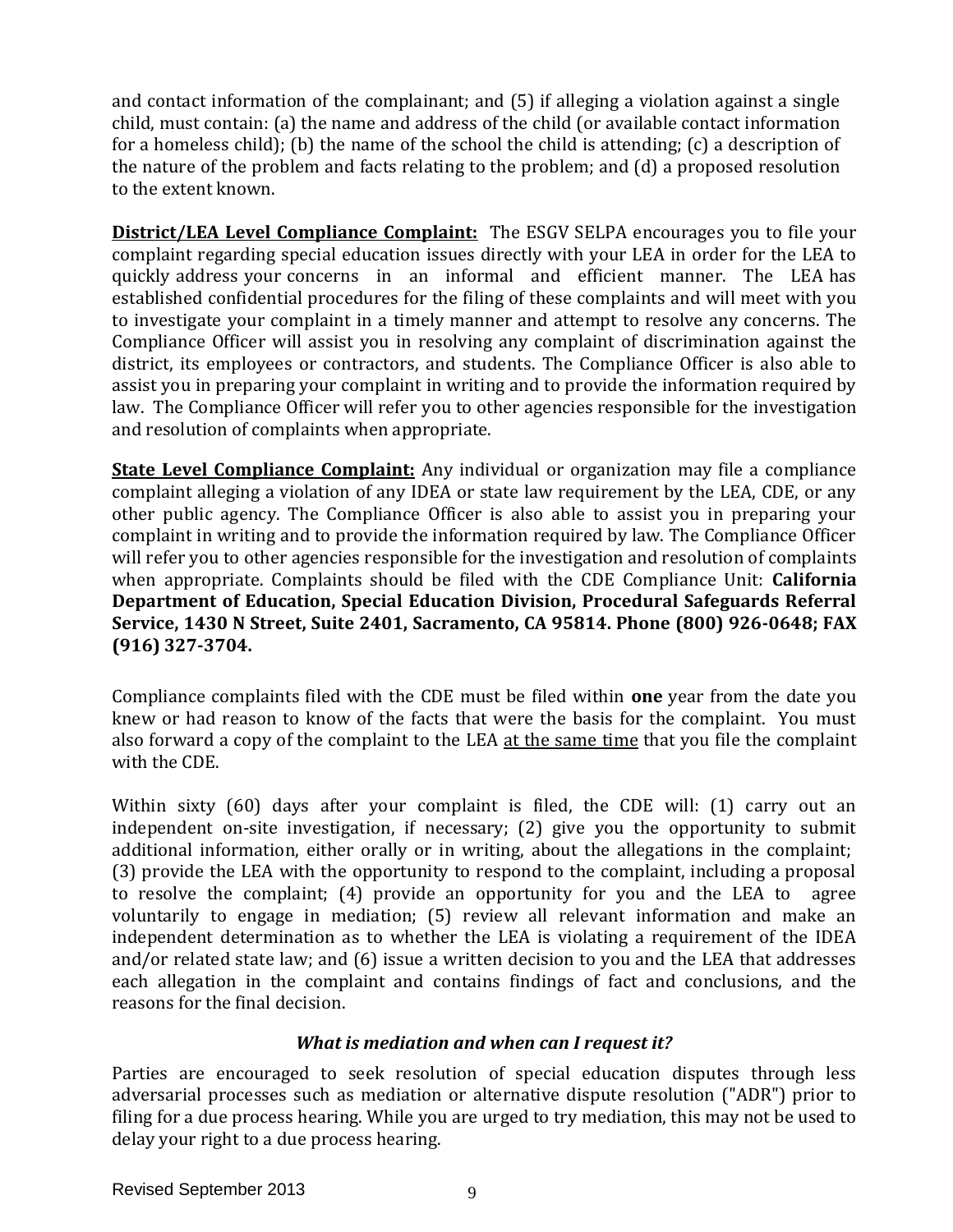and contact information of the complainant; and (5) if alleging a violation against a single child, must contain: (a) the name and address of the child (or available contact information for a homeless child); (b) the name of the school the child is attending; (c) a description of the nature of the problem and facts relating to the problem; and (d) a proposed resolution to the extent known.

**District/LEA Level Compliance Complaint:** The ESGV SELPA encourages you to file your complaint regarding special education issues directly with your LEA in order for the LEA to quickly address your concerns in an informal and efficient manner. The LEA has established confidential procedures for the filing of these complaints and will meet with you to investigate your complaint in a timely manner and attempt to resolve any concerns. The Compliance Officer will assist you in resolving any complaint of discrimination against the district, its employees or contractors, and students. The Compliance Officer is also able to assist you in preparing your complaint in writing and to provide the information required by law. The Compliance Officer will refer you to other agencies responsible for the investigation and resolution of complaints when appropriate.

**State Level Compliance Complaint:** Any individual or organization may file a compliance complaint alleging a violation of any IDEA or state law requirement by the LEA, CDE, or any other public agency. The Compliance Officer is also able to assist you in preparing your complaint in writing and to provide the information required by law. The Compliance Officer will refer you to other agencies responsible for the investigation and resolution of complaints when appropriate. Complaints should be filed with the CDE Compliance Unit: **California Department of Education, Special Education Division, Procedural Safeguards Referral Service, 1430 N Street, Suite 2401, Sacramento, CA 95814. Phone (800) 926-0648; FAX (916) 327-3704.**

Compliance complaints filed with the CDE must be filed within **one** year from the date you knew or had reason to know of the facts that were the basis for the complaint. You must also forward a copy of the complaint to the LEA at the same time that you file the complaint with the CDE.

Within sixty (60) days after your complaint is filed, the CDE will: (1) carry out an independent on-site investigation, if necessary; (2) give you the opportunity to submit additional information, either orally or in writing, about the allegations in the complaint; (3) provide the LEA with the opportunity to respond to the complaint, including a proposal to resolve the complaint; (4) provide an opportunity for you and the LEA to agree voluntarily to engage in mediation; (5) review all relevant information and make an independent determination as to whether the LEA is violating a requirement of the IDEA and/or related state law; and (6) issue a written decision to you and the LEA that addresses each allegation in the complaint and contains findings of fact and conclusions, and the reasons for the final decision.

### *What is mediation and when can I request it?*

Parties are encouraged to seek resolution of special education disputes through less adversarial processes such as mediation or alternative dispute resolution ("ADR") prior to filing for a due process hearing. While you are urged to try mediation, this may not be used to delay your right to a due process hearing.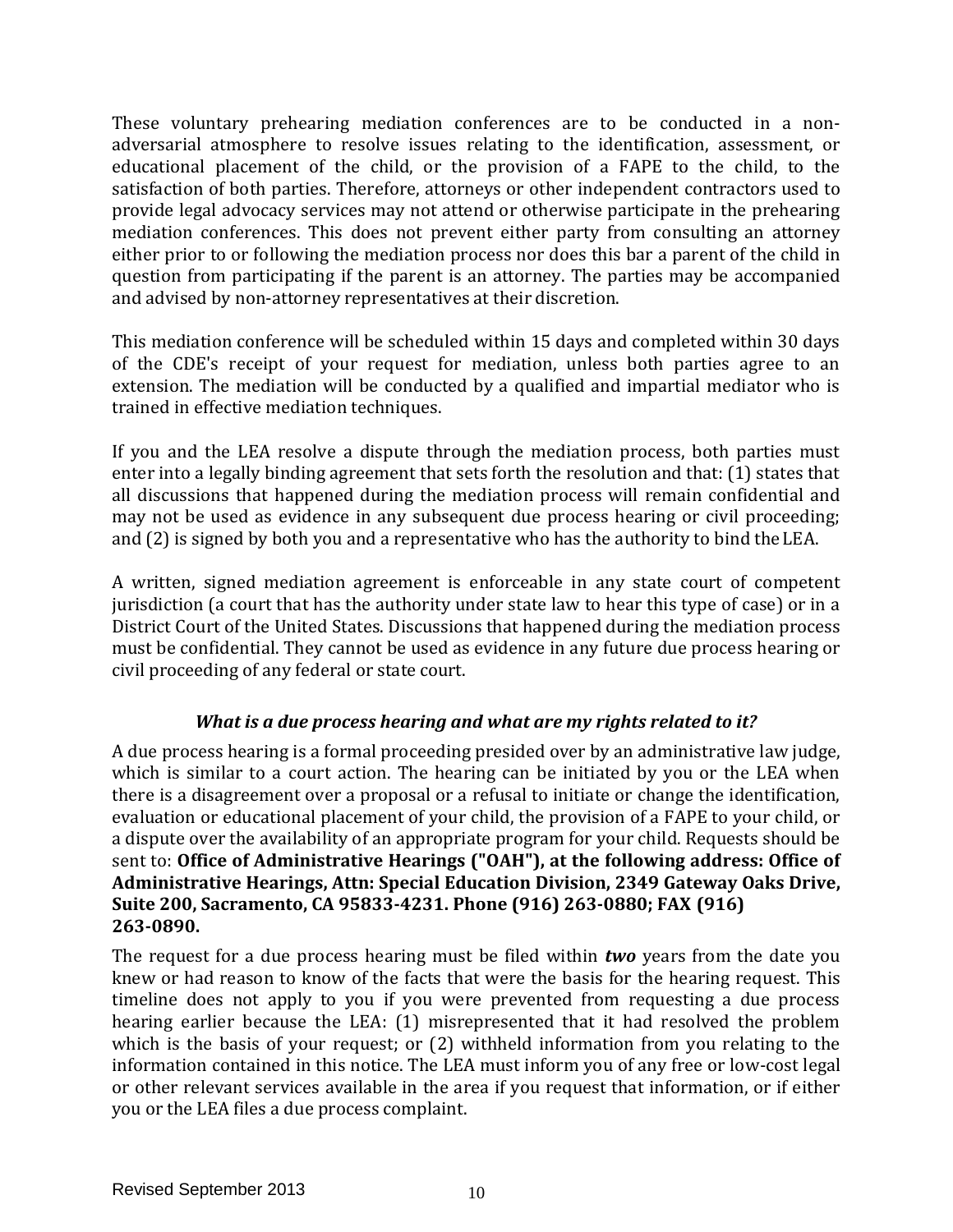These voluntary prehearing mediation conferences are to be conducted in a non-adversarial atmosphere to resolve issues relating to the identification, assessment, or educational placement of the child, or the provision of a FAPE to the child, to the satisfaction of both parties. Therefore, attorneys or other independent contractors used to provide legal advocacy services may not attend or otherwise participate in the prehearing mediation conferences. This does not prevent either party from consulting an attorney either prior to or following the mediation process nor does this bar a parent of the child in question from participating if the parent is an attorney. The parties may be accompanied and advised by non-attorney representatives at their discretion.

This mediation conference will be scheduled within 15 days and completed within 30 days of the CDE's receipt of your request for mediation, unless both parties agree to an extension. The mediation will be conducted by a qualified and impartial mediator who is trained in effective mediation techniques.

If you and the LEA resolve a dispute through the mediation process, both parties must enter into a legally binding agreement that sets forth the resolution and that: (1) states that all discussions that happened during the mediation process will remain confidential and may not be used as evidence in any subsequent due process hearing or civil proceeding; and (2) is signed by both you and a representative who has the authority to bind the LEA.

A written, signed mediation agreement is enforceable in any state court of competent jurisdiction (a court that has the authority under state law to hear this type of case) or in a District Court of the United States. Discussions that happened during the mediation process must be confidential. They cannot be used as evidence in any future due process hearing or civil proceeding of any federal or state court.

### *What is a due process hearing and what are my rights related to it?*

A due process hearing is a formal proceeding presided over by an administrative law judge, which is similar to a court action. The hearing can be initiated by you or the LEA when there is a disagreement over a proposal or a refusal to initiate or change the identification, evaluation or educational placement of your child, the provision of a FAPE to your child, or a dispute over the availability of an appropriate program for your child. Requests should be sent to: **Office of Administrative Hearings ("OAH"), at the following address: Office of Administrative Hearings, Attn: Special Education Division, 2349 Gateway Oaks Drive, Suite 200, Sacramento, CA 95833-4231. Phone (916) 263-0880; FAX (916) 263-0890.**

The request for a due process hearing must be filed within ***two*** years from the date you knew or had reason to know of the facts that were the basis for the hearing request. This timeline does not apply to you if you were prevented from requesting a due process hearing earlier because the LEA: (1) misrepresented that it had resolved the problem which is the basis of your request; or (2) withheld information from you relating to the information contained in this notice. The LEA must inform you of any free or low-cost legal or other relevant services available in the area if you request that information, or if either you or the LEA files a due process complaint.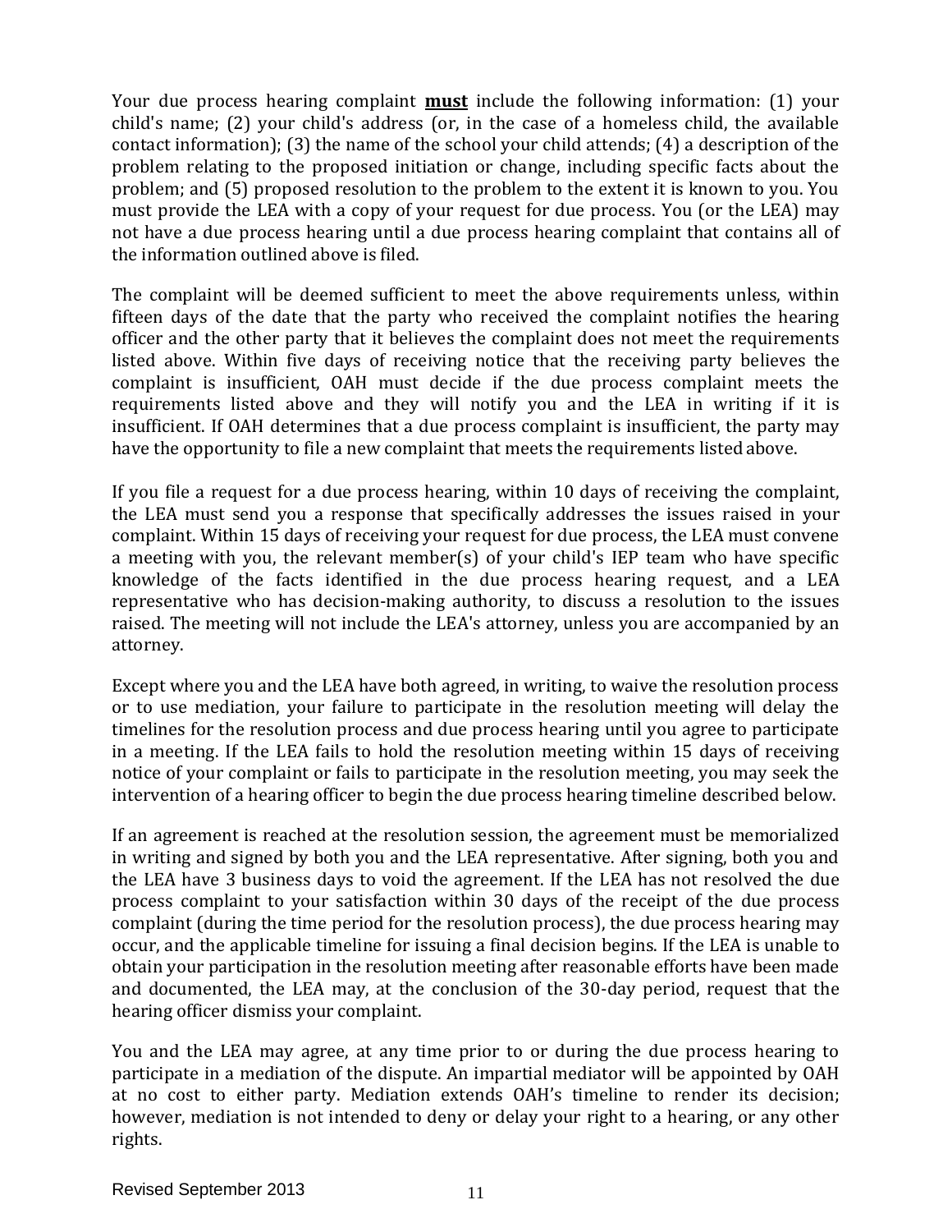Your due process hearing complaint **must** include the following information: (1) your child's name; (2) your child's address (or, in the case of a homeless child, the available contact information); (3) the name of the school your child attends; (4) a description of the problem relating to the proposed initiation or change, including specific facts about the problem; and (5) proposed resolution to the problem to the extent it is known to you. You must provide the LEA with a copy of your request for due process. You (or the LEA) may not have a due process hearing until a due process hearing complaint that contains all of the information outlined above is filed.

The complaint will be deemed sufficient to meet the above requirements unless, within fifteen days of the date that the party who received the complaint notifies the hearing officer and the other party that it believes the complaint does not meet the requirements listed above. Within five days of receiving notice that the receiving party believes the complaint is insufficient, OAH must decide if the due process complaint meets the requirements listed above and they will notify you and the LEA in writing if it is insufficient. If OAH determines that a due process complaint is insufficient, the party may have the opportunity to file a new complaint that meets the requirements listed above.

If you file a request for a due process hearing, within 10 days of receiving the complaint, the LEA must send you a response that specifically addresses the issues raised in your complaint. Within 15 days of receiving your request for due process, the LEA must convene a meeting with you, the relevant member(s) of your child's IEP team who have specific knowledge of the facts identified in the due process hearing request, and a LEA representative who has decision-making authority, to discuss a resolution to the issues raised. The meeting will not include the LEA's attorney, unless you are accompanied by an attorney.

Except where you and the LEA have both agreed, in writing, to waive the resolution process or to use mediation, your failure to participate in the resolution meeting will delay the timelines for the resolution process and due process hearing until you agree to participate in a meeting. If the LEA fails to hold the resolution meeting within 15 days of receiving notice of your complaint or fails to participate in the resolution meeting, you may seek the intervention of a hearing officer to begin the due process hearing timeline described below.

If an agreement is reached at the resolution session, the agreement must be memorialized in writing and signed by both you and the LEA representative. After signing, both you and the LEA have 3 business days to void the agreement. If the LEA has not resolved the due process complaint to your satisfaction within 30 days of the receipt of the due process complaint (during the time period for the resolution process), the due process hearing may occur, and the applicable timeline for issuing a final decision begins. If the LEA is unable to obtain your participation in the resolution meeting after reasonable efforts have been made and documented, the LEA may, at the conclusion of the 30-day period, request that the hearing officer dismiss your complaint.

You and the LEA may agree, at any time prior to or during the due process hearing to participate in a mediation of the dispute. An impartial mediator will be appointed by OAH at no cost to either party. Mediation extends OAH's timeline to render its decision; however, mediation is not intended to deny or delay your right to a hearing, or any other rights.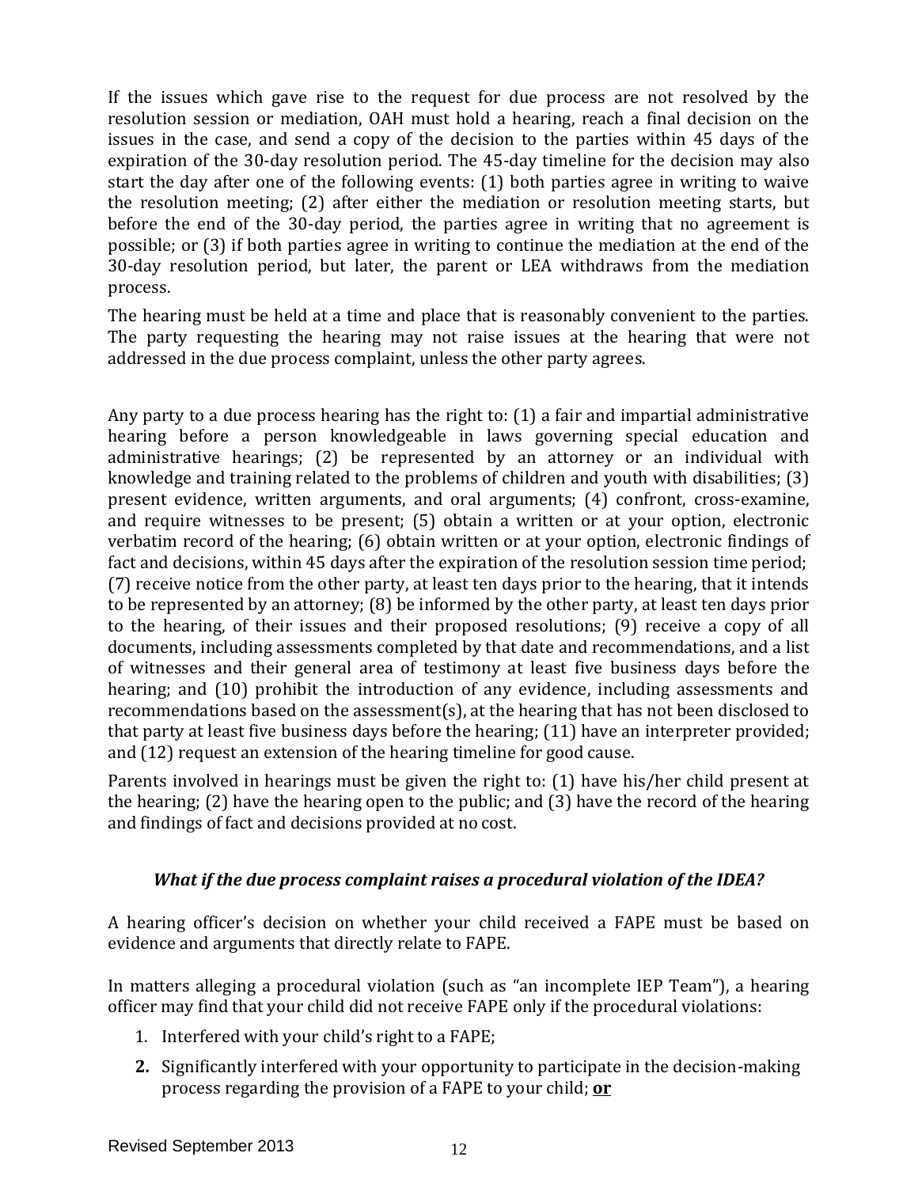If the issues which gave rise to the request for due process are not resolved by the resolution session or mediation, OAH must hold a hearing, reach a final decision on the issues in the case, and send a copy of the decision to the parties within 45 days of the expiration of the 30-day resolution period. The 45-day timeline for the decision may also start the day after one of the following events: (1) both parties agree in writing to waive the resolution meeting; (2) after either the mediation or resolution meeting starts, but before the end of the 30-day period, the parties agree in writing that no agreement is possible; or (3) if both parties agree in writing to continue the mediation at the end of the 30-day resolution period, but later, the parent or LEA withdraws from the mediation process.

The hearing must be held at a time and place that is reasonably convenient to the parties. The party requesting the hearing may not raise issues at the hearing that were not addressed in the due process complaint, unless the other party agrees.

Any party to a due process hearing has the right to: (1) a fair and impartial administrative hearing before a person knowledgeable in laws governing special education and administrative hearings; (2) be represented by an attorney or an individual with knowledge and training related to the problems of children and youth with disabilities; (3) present evidence, written arguments, and oral arguments; (4) confront, cross-examine, and require witnesses to be present; (5) obtain a written or at your option, electronic verbatim record of the hearing; (6) obtain written or at your option, electronic findings of fact and decisions, within 45 days after the expiration of the resolution session time period; (7) receive notice from the other party, at least ten days prior to the hearing, that it intends to be represented by an attorney; (8) be informed by the other party, at least ten days prior to the hearing, of their issues and their proposed resolutions; (9) receive a copy of all documents, including assessments completed by that date and recommendations, and a list of witnesses and their general area of testimony at least five business days before the hearing; and (10) prohibit the introduction of any evidence, including assessments and recommendations based on the assessment(s), at the hearing that has not been disclosed to that party at least five business days before the hearing; (11) have an interpreter provided; and (12) request an extension of the hearing timeline for good cause.

Parents involved in hearings must be given the right to: (1) have his/her child present at the hearing; (2) have the hearing open to the public; and (3) have the record of the hearing and findings of fact and decisions provided at no cost.

### *What if the due process complaint raises a procedural violation of the IDEA?*

A hearing officer's decision on whether your child received a FAPE must be based on evidence and arguments that directly relate to FAPE.

In matters alleging a procedural violation (such as "an incomplete IEP Team"), a hearing officer may find that your child did not receive FAPE only if the procedural violations:

1. Interfered with your child's right to a FAPE;
2. Significantly interfered with your opportunity to participate in the decision-making process regarding the provision of a FAPE to your child; **or**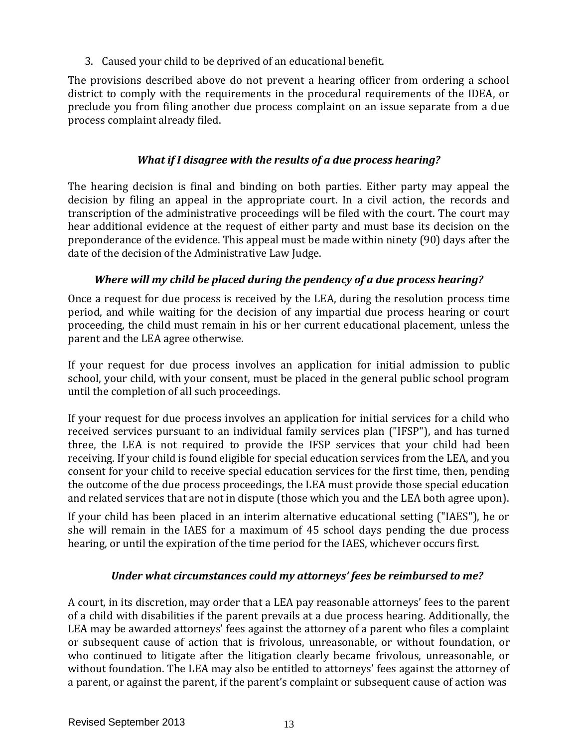3. Caused your child to be deprived of an educational benefit.

The provisions described above do not prevent a hearing officer from ordering a school district to comply with the requirements in the procedural requirements of the IDEA, or preclude you from filing another due process complaint on an issue separate from a due process complaint already filed.

### *What if I disagree with the results of a due process hearing?*

The hearing decision is final and binding on both parties. Either party may appeal the decision by filing an appeal in the appropriate court. In a civil action, the records and transcription of the administrative proceedings will be filed with the court. The court may hear additional evidence at the request of either party and must base its decision on the preponderance of the evidence. This appeal must be made within ninety (90) days after the date of the decision of the Administrative Law Judge.

### *Where will my child be placed during the pendency of a due process hearing?*

Once a request for due process is received by the LEA, during the resolution process time period, and while waiting for the decision of any impartial due process hearing or court proceeding, the child must remain in his or her current educational placement, unless the parent and the LEA agree otherwise.

If your request for due process involves an application for initial admission to public school, your child, with your consent, must be placed in the general public school program until the completion of all such proceedings.

If your request for due process involves an application for initial services for a child who received services pursuant to an individual family services plan ("IFSP"), and has turned three, the LEA is not required to provide the IFSP services that your child had been receiving. If your child is found eligible for special education services from the LEA, and you consent for your child to receive special education services for the first time, then, pending the outcome of the due process proceedings, the LEA must provide those special education and related services that are not in dispute (those which you and the LEA both agree upon).

If your child has been placed in an interim alternative educational setting ("IAES"), he or she will remain in the IAES for a maximum of 45 school days pending the due process hearing, or until the expiration of the time period for the IAES, whichever occurs first.

### *Under what circumstances could my attorneys' fees be reimbursed to me?*

A court, in its discretion, may order that a LEA pay reasonable attorneys' fees to the parent of a child with disabilities if the parent prevails at a due process hearing. Additionally, the LEA may be awarded attorneys' fees against the attorney of a parent who files a complaint or subsequent cause of action that is frivolous, unreasonable, or without foundation, or who continued to litigate after the litigation clearly became frivolous, unreasonable, or without foundation. The LEA may also be entitled to attorneys' fees against the attorney of a parent, or against the parent, if the parent's complaint or subsequent cause of action was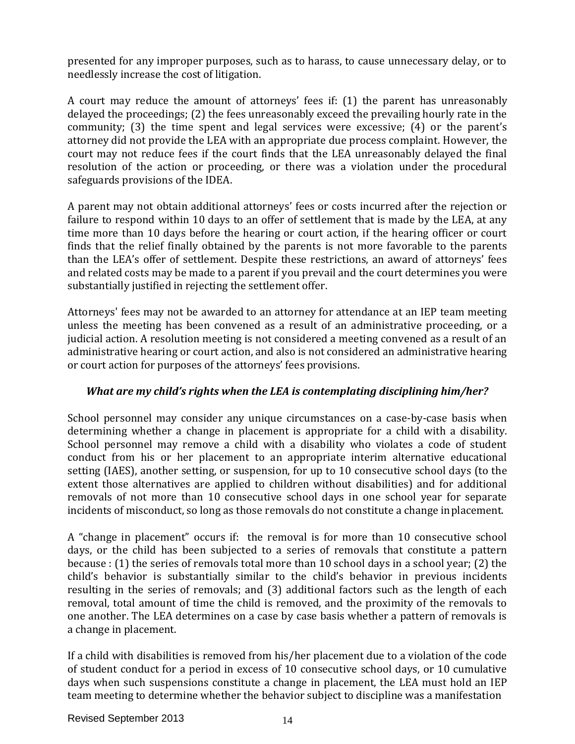presented for any improper purposes, such as to harass, to cause unnecessary delay, or to needlessly increase the cost of litigation.

A court may reduce the amount of attorneys' fees if: (1) the parent has unreasonably delayed the proceedings; (2) the fees unreasonably exceed the prevailing hourly rate in the community; (3) the time spent and legal services were excessive; (4) or the parent's attorney did not provide the LEA with an appropriate due process complaint. However, the court may not reduce fees if the court finds that the LEA unreasonably delayed the final resolution of the action or proceeding, or there was a violation under the procedural safeguards provisions of the IDEA.

A parent may not obtain additional attorneys' fees or costs incurred after the rejection or failure to respond within 10 days to an offer of settlement that is made by the LEA, at any time more than 10 days before the hearing or court action, if the hearing officer or court finds that the relief finally obtained by the parents is not more favorable to the parents than the LEA's offer of settlement. Despite these restrictions, an award of attorneys' fees and related costs may be made to a parent if you prevail and the court determines you were substantially justified in rejecting the settlement offer.

Attorneys' fees may not be awarded to an attorney for attendance at an IEP team meeting unless the meeting has been convened as a result of an administrative proceeding, or a judicial action. A resolution meeting is not considered a meeting convened as a result of an administrative hearing or court action, and also is not considered an administrative hearing or court action for purposes of the attorneys' fees provisions.

### *What are my child's rights when the LEA is contemplating disciplining him/her?*

School personnel may consider any unique circumstances on a case-by-case basis when determining whether a change in placement is appropriate for a child with a disability. School personnel may remove a child with a disability who violates a code of student conduct from his or her placement to an appropriate interim alternative educational setting (IAES), another setting, or suspension, for up to 10 consecutive school days (to the extent those alternatives are applied to children without disabilities) and for additional removals of not more than 10 consecutive school days in one school year for separate incidents of misconduct, so long as those removals do not constitute a change in placement.

A "change in placement" occurs if: the removal is for more than 10 consecutive school days, or the child has been subjected to a series of removals that constitute a pattern because : (1) the series of removals total more than 10 school days in a school year; (2) the child's behavior is substantially similar to the child's behavior in previous incidents resulting in the series of removals; and (3) additional factors such as the length of each removal, total amount of time the child is removed, and the proximity of the removals to one another. The LEA determines on a case by case basis whether a pattern of removals is a change in placement.

If a child with disabilities is removed from his/her placement due to a violation of the code of student conduct for a period in excess of 10 consecutive school days, or 10 cumulative days when such suspensions constitute a change in placement, the LEA must hold an IEP team meeting to determine whether the behavior subject to discipline was a manifestation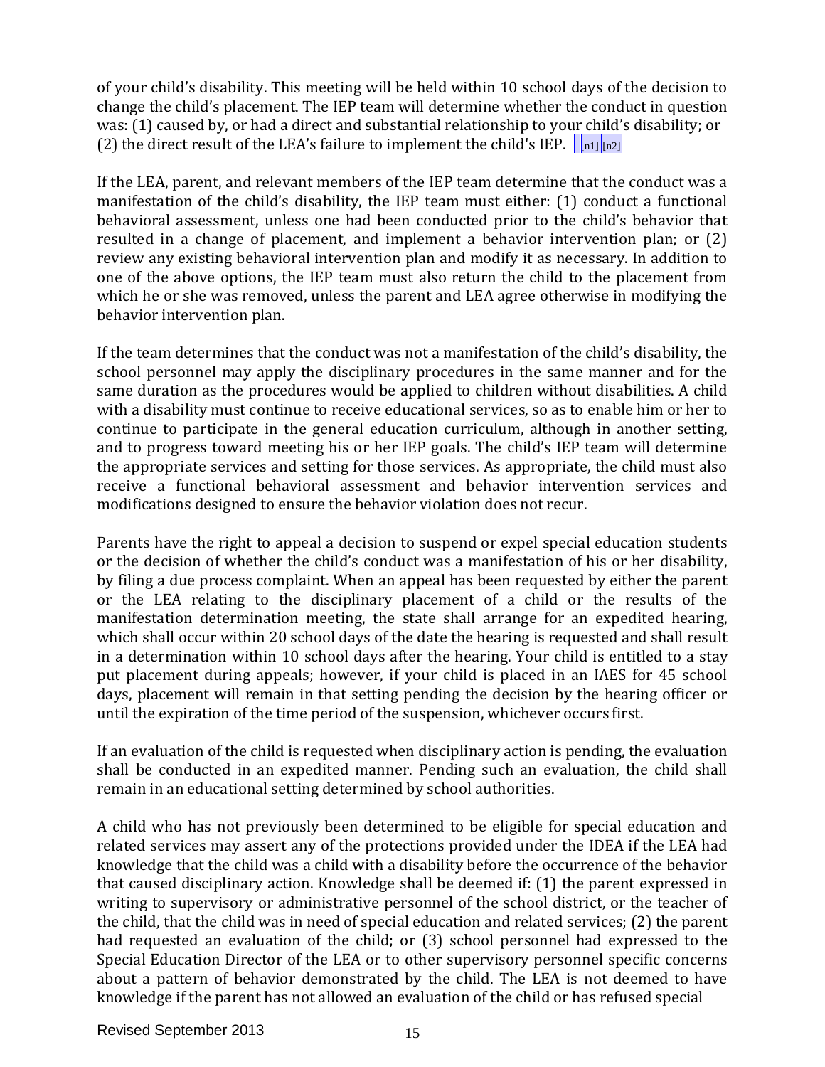of your child's disability. This meeting will be held within 10 school days of the decision to change the child's placement. The IEP team will determine whether the conduct in question was: (1) caused by, or had a direct and substantial relationship to your child's disability; or (2) the direct result of the LEA's failure to implement the child's IEP. [n1][n2]

If the LEA, parent, and relevant members of the IEP team determine that the conduct was a manifestation of the child's disability, the IEP team must either: (1) conduct a functional behavioral assessment, unless one had been conducted prior to the child's behavior that resulted in a change of placement, and implement a behavior intervention plan; or (2) review any existing behavioral intervention plan and modify it as necessary. In addition to one of the above options, the IEP team must also return the child to the placement from which he or she was removed, unless the parent and LEA agree otherwise in modifying the behavior intervention plan.

If the team determines that the conduct was not a manifestation of the child's disability, the school personnel may apply the disciplinary procedures in the same manner and for the same duration as the procedures would be applied to children without disabilities. A child with a disability must continue to receive educational services, so as to enable him or her to continue to participate in the general education curriculum, although in another setting, and to progress toward meeting his or her IEP goals. The child's IEP team will determine the appropriate services and setting for those services. As appropriate, the child must also receive a functional behavioral assessment and behavior intervention services and modifications designed to ensure the behavior violation does not recur.

Parents have the right to appeal a decision to suspend or expel special education students or the decision of whether the child's conduct was a manifestation of his or her disability, by filing a due process complaint. When an appeal has been requested by either the parent or the LEA relating to the disciplinary placement of a child or the results of the manifestation determination meeting, the state shall arrange for an expedited hearing, which shall occur within 20 school days of the date the hearing is requested and shall result in a determination within 10 school days after the hearing. Your child is entitled to a stay put placement during appeals; however, if your child is placed in an IAES for 45 school days, placement will remain in that setting pending the decision by the hearing officer or until the expiration of the time period of the suspension, whichever occurs first.

If an evaluation of the child is requested when disciplinary action is pending, the evaluation shall be conducted in an expedited manner. Pending such an evaluation, the child shall remain in an educational setting determined by school authorities.

A child who has not previously been determined to be eligible for special education and related services may assert any of the protections provided under the IDEA if the LEA had knowledge that the child was a child with a disability before the occurrence of the behavior that caused disciplinary action. Knowledge shall be deemed if: (1) the parent expressed in writing to supervisory or administrative personnel of the school district, or the teacher of the child, that the child was in need of special education and related services; (2) the parent had requested an evaluation of the child; or (3) school personnel had expressed to the Special Education Director of the LEA or to other supervisory personnel specific concerns about a pattern of behavior demonstrated by the child. The LEA is not deemed to have knowledge if the parent has not allowed an evaluation of the child or has refused special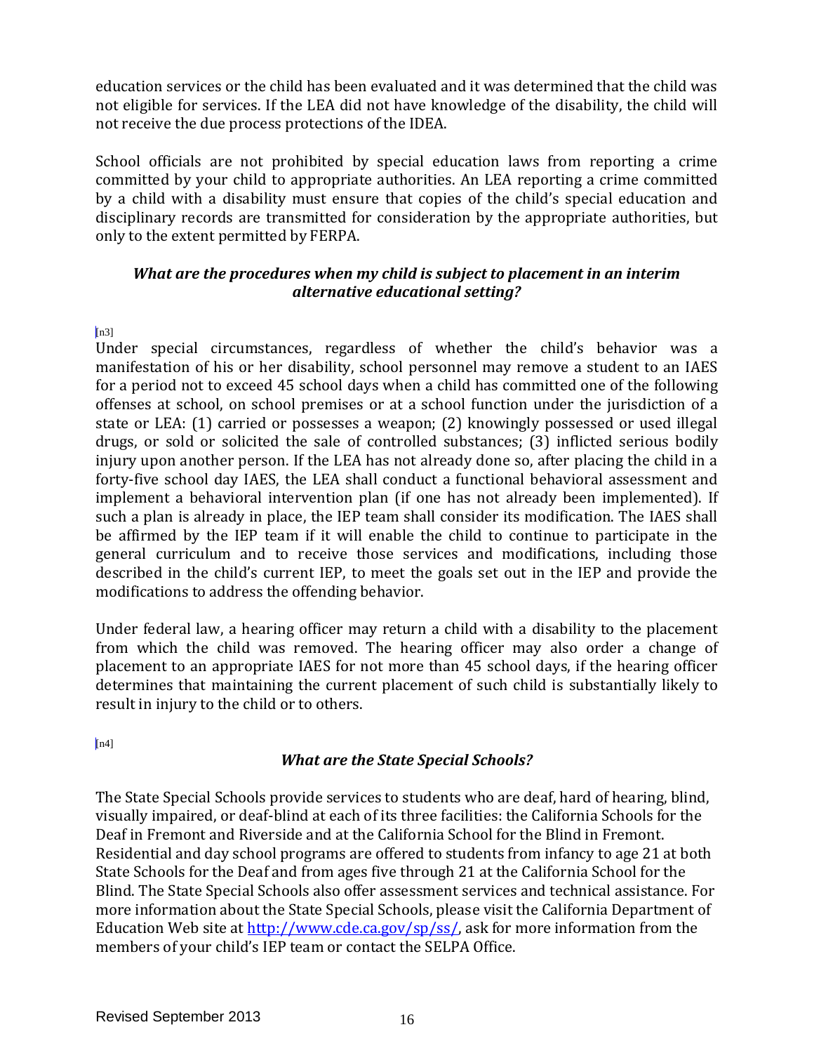education services or the child has been evaluated and it was determined that the child was not eligible for services. If the LEA did not have knowledge of the disability, the child will not receive the due process protections of the IDEA.

School officials are not prohibited by special education laws from reporting a crime committed by your child to appropriate authorities. An LEA reporting a crime committed by a child with a disability must ensure that copies of the child's special education and disciplinary records are transmitted for consideration by the appropriate authorities, but only to the extent permitted by FERPA.

### *What are the procedures when my child is subject to placement in an interim alternative educational setting?*

[n3]

Under special circumstances, regardless of whether the child's behavior was a manifestation of his or her disability, school personnel may remove a student to an IAES for a period not to exceed 45 school days when a child has committed one of the following offenses at school, on school premises or at a school function under the jurisdiction of a state or LEA: (1) carried or possesses a weapon; (2) knowingly possessed or used illegal drugs, or sold or solicited the sale of controlled substances; (3) inflicted serious bodily injury upon another person. If the LEA has not already done so, after placing the child in a forty-five school day IAES, the LEA shall conduct a functional behavioral assessment and implement a behavioral intervention plan (if one has not already been implemented). If such a plan is already in place, the IEP team shall consider its modification. The IAES shall be affirmed by the IEP team if it will enable the child to continue to participate in the general curriculum and to receive those services and modifications, including those described in the child's current IEP, to meet the goals set out in the IEP and provide the modifications to address the offending behavior.

Under federal law, a hearing officer may return a child with a disability to the placement from which the child was removed. The hearing officer may also order a change of placement to an appropriate IAES for not more than 45 school days, if the hearing officer determines that maintaining the current placement of such child is substantially likely to result in injury to the child or to others.

[n4]

### *What are the State Special Schools?*

The State Special Schools provide services to students who are deaf, hard of hearing, blind, visually impaired, or deaf-blind at each of its three facilities: the California Schools for the Deaf in Fremont and Riverside and at the California School for the Blind in Fremont. Residential and day school programs are offered to students from infancy to age 21 at both State Schools for the Deaf and from ages five through 21 at the California School for the Blind. The State Special Schools also offer assessment services and technical assistance. For more information about the State Special Schools, please visit the California Department of Education Web site at http://www.cde.ca.gov/sp/ss/, ask for more information from the members of your child's IEP team or contact the SELPA Office.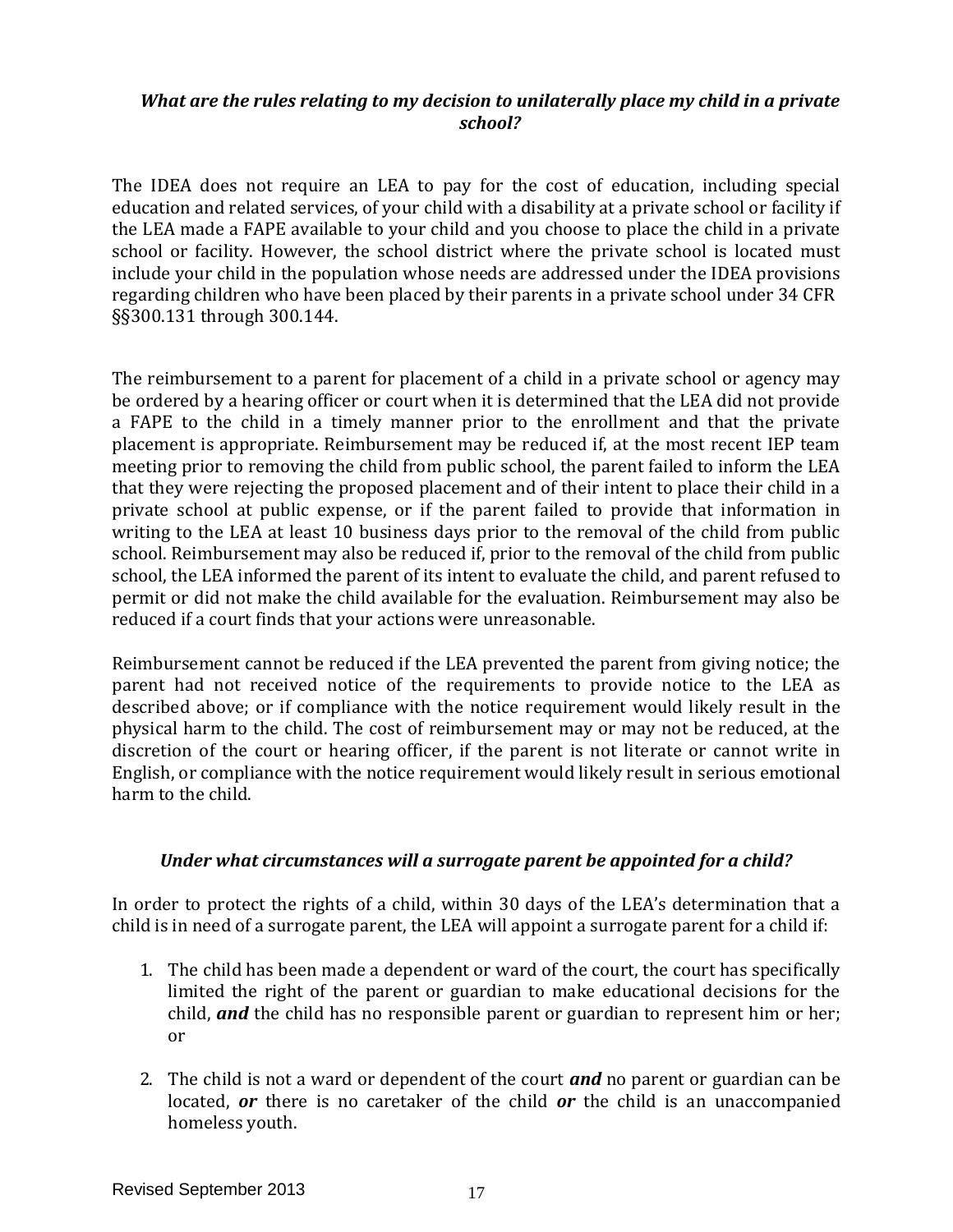### *What are the rules relating to my decision to unilaterally place my child in a private school?*

The IDEA does not require an LEA to pay for the cost of education, including special education and related services, of your child with a disability at a private school or facility if the LEA made a FAPE available to your child and you choose to place the child in a private school or facility. However, the school district where the private school is located must include your child in the population whose needs are addressed under the IDEA provisions regarding children who have been placed by their parents in a private school under 34 CFR §§300.131 through 300.144.

The reimbursement to a parent for placement of a child in a private school or agency may be ordered by a hearing officer or court when it is determined that the LEA did not provide a FAPE to the child in a timely manner prior to the enrollment and that the private placement is appropriate. Reimbursement may be reduced if, at the most recent IEP team meeting prior to removing the child from public school, the parent failed to inform the LEA that they were rejecting the proposed placement and of their intent to place their child in a private school at public expense, or if the parent failed to provide that information in writing to the LEA at least 10 business days prior to the removal of the child from public school. Reimbursement may also be reduced if, prior to the removal of the child from public school, the LEA informed the parent of its intent to evaluate the child, and parent refused to permit or did not make the child available for the evaluation. Reimbursement may also be reduced if a court finds that your actions were unreasonable.

Reimbursement cannot be reduced if the LEA prevented the parent from giving notice; the parent had not received notice of the requirements to provide notice to the LEA as described above; or if compliance with the notice requirement would likely result in the physical harm to the child. The cost of reimbursement may or may not be reduced, at the discretion of the court or hearing officer, if the parent is not literate or cannot write in English, or compliance with the notice requirement would likely result in serious emotional harm to the child.

### *Under what circumstances will a surrogate parent be appointed for a child?*

In order to protect the rights of a child, within 30 days of the LEA's determination that a child is in need of a surrogate parent, the LEA will appoint a surrogate parent for a child if:

1. The child has been made a dependent or ward of the court, the court has specifically limited the right of the parent or guardian to make educational decisions for the child, ***and*** the child has no responsible parent or guardian to represent him or her; or

2. The child is not a ward or dependent of the court ***and*** no parent or guardian can be located, ***or*** there is no caretaker of the child ***or*** the child is an unaccompanied homeless youth.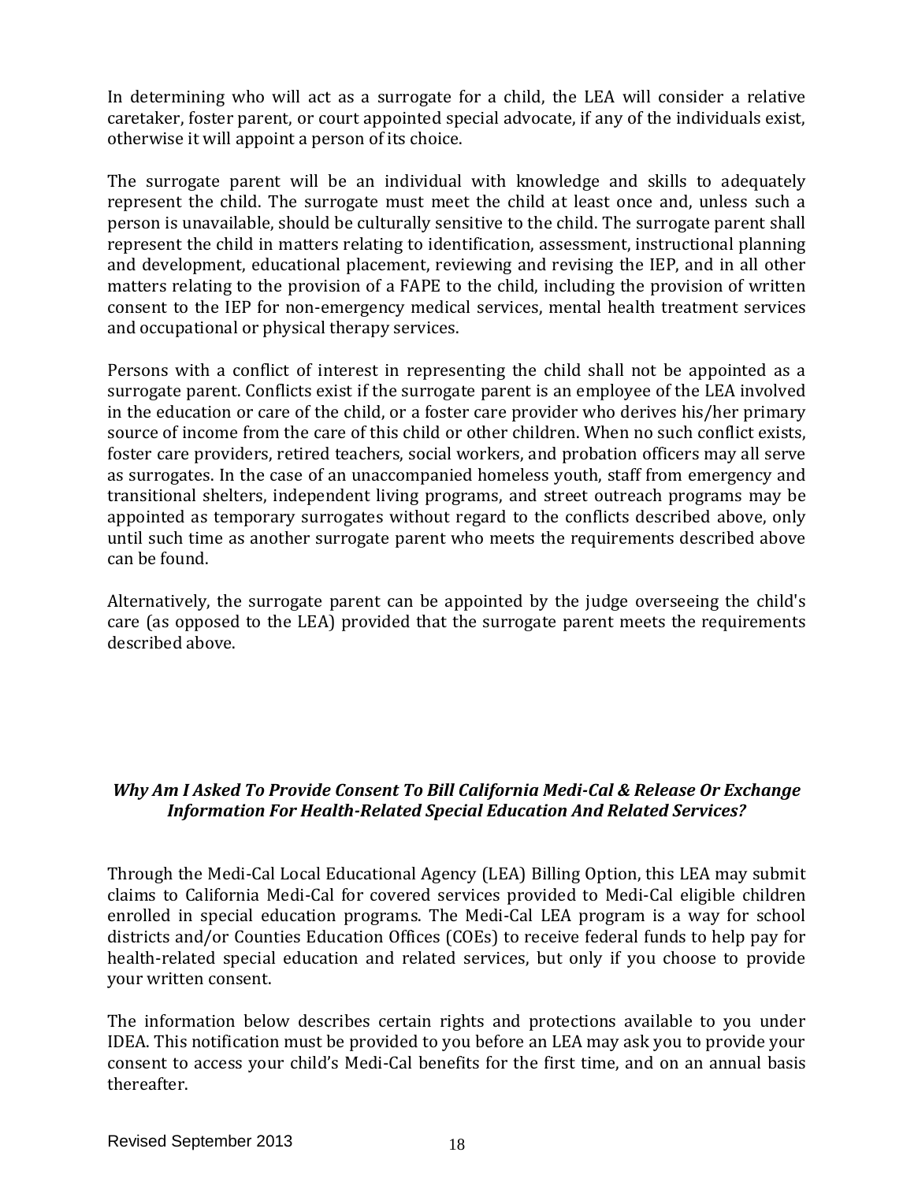In determining who will act as a surrogate for a child, the LEA will consider a relative caretaker, foster parent, or court appointed special advocate, if any of the individuals exist, otherwise it will appoint a person of its choice.

The surrogate parent will be an individual with knowledge and skills to adequately represent the child. The surrogate must meet the child at least once and, unless such a person is unavailable, should be culturally sensitive to the child. The surrogate parent shall represent the child in matters relating to identification, assessment, instructional planning and development, educational placement, reviewing and revising the IEP, and in all other matters relating to the provision of a FAPE to the child, including the provision of written consent to the IEP for non-emergency medical services, mental health treatment services and occupational or physical therapy services.

Persons with a conflict of interest in representing the child shall not be appointed as a surrogate parent. Conflicts exist if the surrogate parent is an employee of the LEA involved in the education or care of the child, or a foster care provider who derives his/her primary source of income from the care of this child or other children. When no such conflict exists, foster care providers, retired teachers, social workers, and probation officers may all serve as surrogates. In the case of an unaccompanied homeless youth, staff from emergency and transitional shelters, independent living programs, and street outreach programs may be appointed as temporary surrogates without regard to the conflicts described above, only until such time as another surrogate parent who meets the requirements described above can be found.

Alternatively, the surrogate parent can be appointed by the judge overseeing the child's care (as opposed to the LEA) provided that the surrogate parent meets the requirements described above.

### *Why Am I Asked To Provide Consent To Bill California Medi-Cal & Release Or Exchange Information For Health-Related Special Education And Related Services?*

Through the Medi-Cal Local Educational Agency (LEA) Billing Option, this LEA may submit claims to California Medi-Cal for covered services provided to Medi-Cal eligible children enrolled in special education programs. The Medi-Cal LEA program is a way for school districts and/or Counties Education Offices (COEs) to receive federal funds to help pay for health-related special education and related services, but only if you choose to provide your written consent.

The information below describes certain rights and protections available to you under IDEA. This notification must be provided to you before an LEA may ask you to provide your consent to access your child's Medi-Cal benefits for the first time, and on an annual basis thereafter.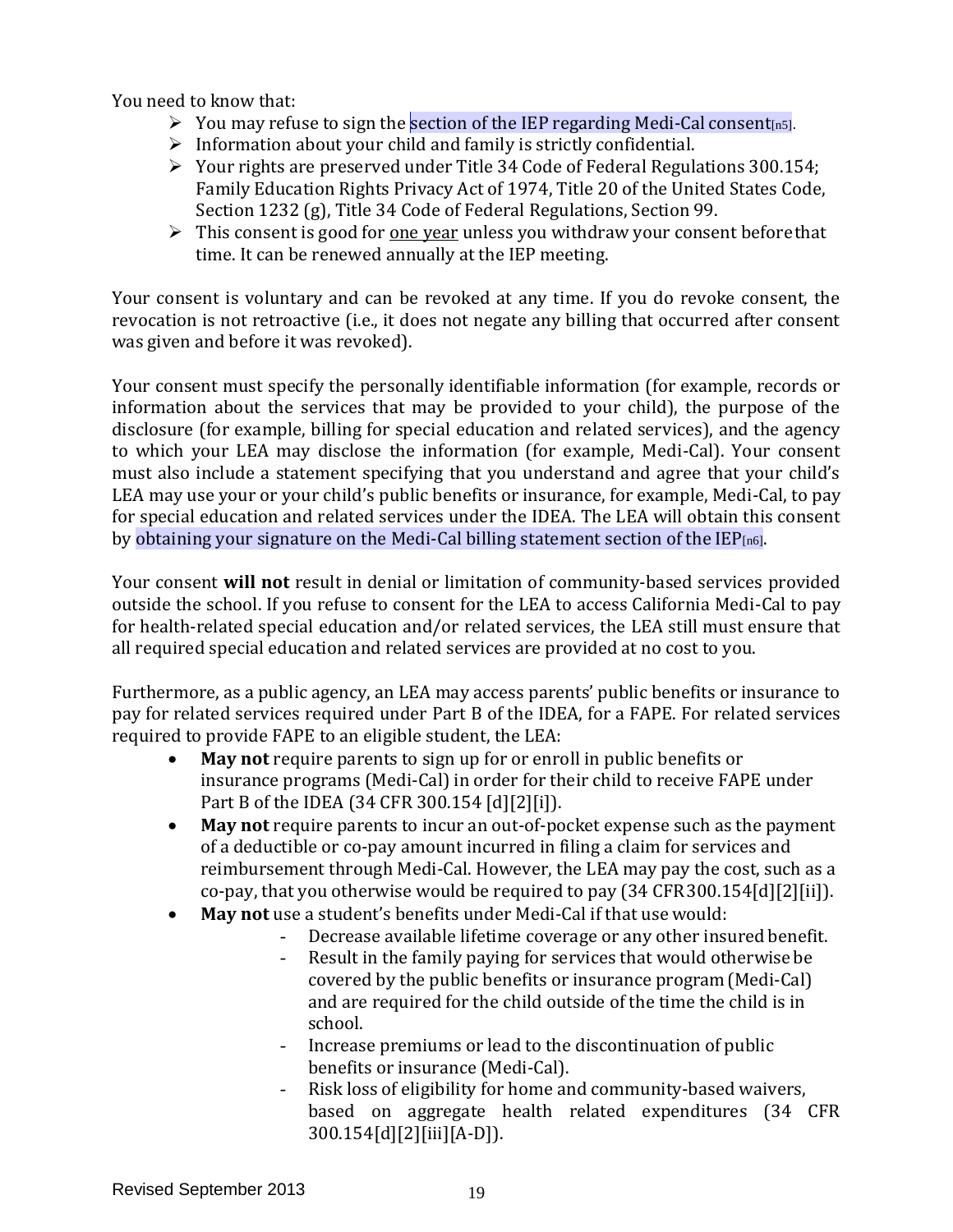You need to know that:

- You may refuse to sign the section of the IEP regarding Medi-Cal consent[n5].
- Information about your child and family is strictly confidential.
- Your rights are preserved under Title 34 Code of Federal Regulations 300.154; Family Education Rights Privacy Act of 1974, Title 20 of the United States Code, Section 1232 (g), Title 34 Code of Federal Regulations, Section 99.
- This consent is good for one year unless you withdraw your consent before that time. It can be renewed annually at the IEP meeting.

Your consent is voluntary and can be revoked at any time. If you do revoke consent, the revocation is not retroactive (i.e., it does not negate any billing that occurred after consent was given and before it was revoked).

Your consent must specify the personally identifiable information (for example, records or information about the services that may be provided to your child), the purpose of the disclosure (for example, billing for special education and related services), and the agency to which your LEA may disclose the information (for example, Medi-Cal). Your consent must also include a statement specifying that you understand and agree that your child's LEA may use your or your child's public benefits or insurance, for example, Medi-Cal, to pay for special education and related services under the IDEA. The LEA will obtain this consent by obtaining your signature on the Medi-Cal billing statement section of the IEP[n6].

Your consent **will not** result in denial or limitation of community-based services provided outside the school. If you refuse to consent for the LEA to access California Medi-Cal to pay for health-related special education and/or related services, the LEA still must ensure that all required special education and related services are provided at no cost to you.

Furthermore, as a public agency, an LEA may access parents' public benefits or insurance to pay for related services required under Part B of the IDEA, for a FAPE. For related services required to provide FAPE to an eligible student, the LEA:

- **May not** require parents to sign up for or enroll in public benefits or insurance programs (Medi-Cal) in order for their child to receive FAPE under Part B of the IDEA (34 CFR 300.154 [d][2][i]).
- **May not** require parents to incur an out-of-pocket expense such as the payment of a deductible or co-pay amount incurred in filing a claim for services and reimbursement through Medi-Cal. However, the LEA may pay the cost, such as a co-pay, that you otherwise would be required to pay (34 CFR 300.154[d][2][ii]).
- **May not** use a student's benefits under Medi-Cal if that use would:
  - Decrease available lifetime coverage or any other insured benefit.
  - Result in the family paying for services that would otherwise be covered by the public benefits or insurance program (Medi-Cal) and are required for the child outside of the time the child is in school.
  - Increase premiums or lead to the discontinuation of public benefits or insurance (Medi-Cal).
  - Risk loss of eligibility for home and community-based waivers, based on aggregate health related expenditures (34 CFR 300.154[d][2][iii][A-D]).

Revised September 2013